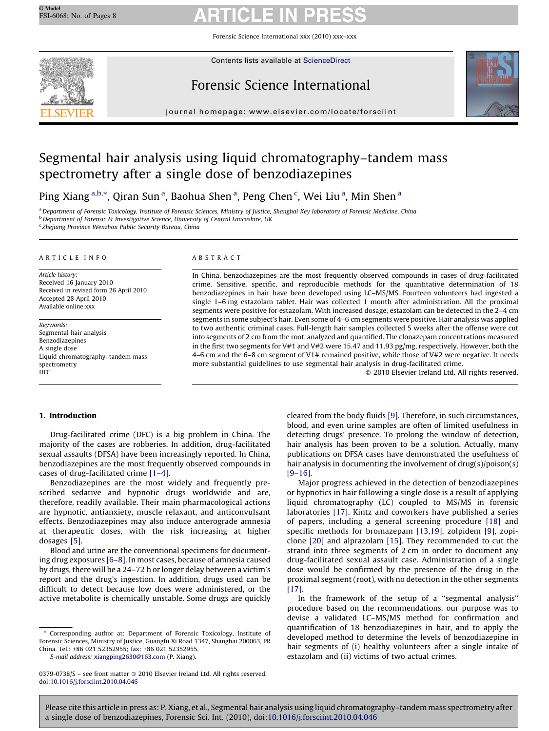# Segmental hair analysis using liquid chromatography–tandem mass spectrometry after a single dose of benzodiazepines

Ping Xiang [a,b,*], Qiran Sun [a], Baohua Shen [a], Peng Chen [c], Wei Liu [a], Min Shen [a]

[a] Department of Forensic Toxicology, Institute of Forensic Sciences, Ministry of Justice, Shanghai Key laboratory of Forensic Medicine, China
[b] Department of Forensic & Investigative Science, University of Central Lancashire, UK
[c] Zhejiang Province Wenzhou Public Security Bureau, China

**ARTICLE INFO**

*Article history:*
Received 16 January 2010
Received in revised form 26 April 2010
Accepted 28 April 2010
Available online xxx

*Keywords:*
Segmental hair analysis
Benzodiazepines
A single dose
Liquid chromatography–tandem mass spectrometry
DFC

**ABSTRACT**

In China, benzodiazepines are the most frequently observed compounds in cases of drug-facilitated crime. Sensitive, specific, and reproducible methods for the quantitative determination of 18 benzodiazepines in hair have been developed using LC–MS/MS. Fourteen volunteers had ingested a single 1–6 mg estazolam tablet. Hair was collected 1 month after administration. All the proximal segments were positive for estazolam. With increased dosage, estazolam can be detected in the 2–4 cm segments in some subject's hair. Even some of 4–6 cm segments were positive. Hair analysis was applied to two authentic criminal cases. Full-length hair samples collected 5 weeks after the offense were cut into segments of 2 cm from the root, analyzed and quantified. The clonazepam concentrations measured in the first two segments for V#1 and V#2 were 15.47 and 11.93 pg/mg, respectively. However, both the 4–6 cm and the 6–8 cm segment of V1# remained positive, while those of V#2 were negative. It needs more substantial guidelines to use segmental hair analysis in drug-facilitated crime.

© 2010 Elsevier Ireland Ltd. All rights reserved.

## 1. Introduction

Drug-facilitated crime (DFC) is a big problem in China. The majority of the cases are robberies. In addition, drug-facilitated sexual assaults (DFSA) have been increasingly reported. In China, benzodiazepines are the most frequently observed compounds in cases of drug-facilitated crime [1–4].

Benzodiazepines are the most widely and frequently prescribed sedative and hypnotic drugs worldwide and are, therefore, readily available. Their main pharmacological actions are hypnotic, antianxiety, muscle relaxant, and anticonvulsant effects. Benzodiazepines may also induce anterograde amnesia at therapeutic doses, with the risk increasing at higher dosages [5].

Blood and urine are the conventional specimens for documenting drug exposures [6–8]. In most cases, because of amnesia caused by drugs, there will be a 24–72 h or longer delay between a victim's report and the drug's ingestion. In addition, drugs used can be difficult to detect because low does were administered, or the active metabolite is chemically unstable. Some drugs are quickly cleared from the body fluids [9]. Therefore, in such circumstances, blood, and even urine samples are often of limited usefulness in detecting drugs' presence. To prolong the window of detection, hair analysis has been proven to be a solution. Actually, many publications on DFSA cases have demonstrated the usefulness of hair analysis in documenting the involvement of drug(s)/poison(s) [9–16].

Major progress achieved in the detection of benzodiazepines or hypnotics in hair following a single dose is a result of applying liquid chromatography (LC) coupled to MS/MS in forensic laboratories [17]. Kintz and coworkers have published a series of papers, including a general screening procedure [18] and specific methods for bromazepam [13,19], zolpidem [9], zopiclone [20] and alprazolam [15]. They recommended to cut the strand into three segments of 2 cm in order to document any drug-facilitated sexual assault case. Administration of a single dose would be confirmed by the presence of the drug in the proximal segment (root), with no detection in the other segments [17].

In the framework of the setup of a "segmental analysis" procedure based on the recommendations, our purpose was to devise a validated LC–MS/MS method for confirmation and quantification of 18 benzodiazepines in hair, and to apply the developed method to determine the levels of benzodiazepine in hair segments of (i) healthy volunteers after a single intake of estazolam and (ii) victims of two actual crimes.

\* Corresponding author at: Department of Forensic Toxicology, Institute of Forensic Sciences, Ministry of Justice, Guangfu Xi Road 1347, Shanghai 200063, PR China. Tel.: +86 021 52352955; fax: +86 021 52352955.
*E-mail address:* xiangping2630@163.com (P. Xiang).

0379-0738/$ – see front matter © 2010 Elsevier Ireland Ltd. All rights reserved.
doi:10.1016/j.forsciint.2010.04.046

Please cite this article in press as: P. Xiang, et al., Segmental hair analysis using liquid chromatography–tandem mass spectrometry after a single dose of benzodiazepines, Forensic Sci. Int. (2010), doi:10.1016/j.forsciint.2010.04.046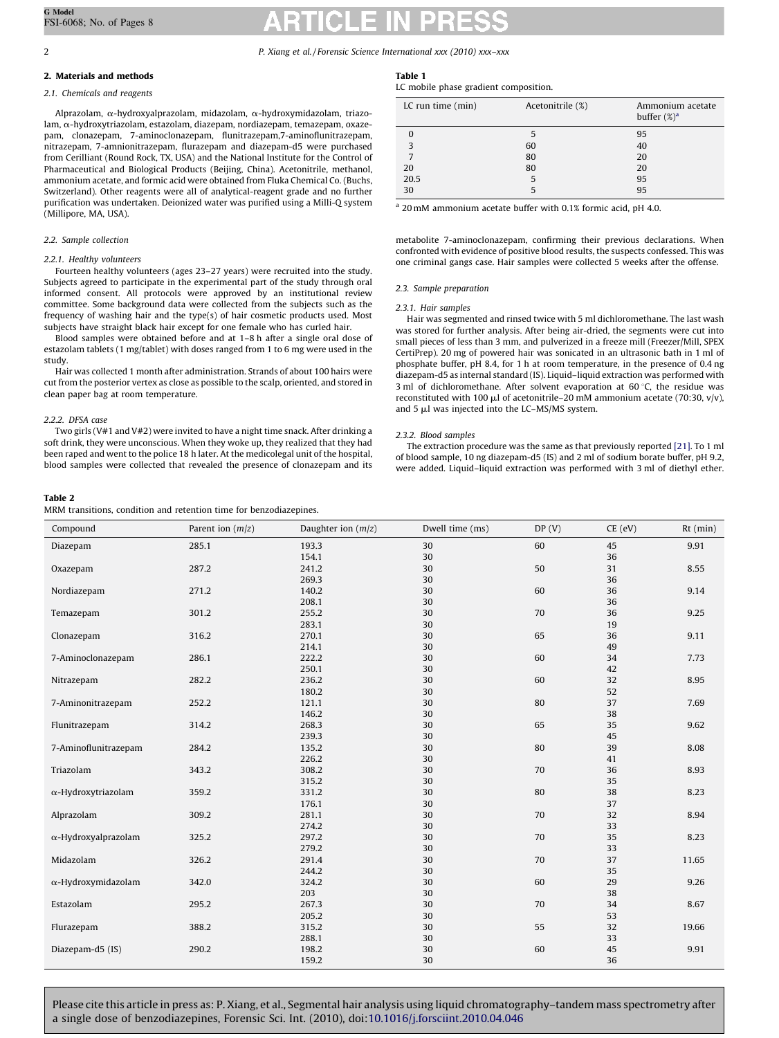## 2. Materials and methods

### 2.1. Chemicals and reagents

Alprazolam, α-hydroxyalprazolam, midazolam, α-hydroxymidazolam, triazolam, α-hydroxytriazolam, estazolam, diazepam, nordiazepam, temazepam, oxazepam, clonazepam, 7-aminoclonazepam, flunitrazepam,7-aminoflunitrazepam, nitrazepam, 7-amnionitrazepam, flurazepam and diazepam-d5 were purchased from Cerilliant (Round Rock, TX, USA) and the National Institute for the Control of Pharmaceutical and Biological Products (Beijing, China). Acetonitrile, methanol, ammonium acetate, and formic acid were obtained from Fluka Chemical Co. (Buchs, Switzerland). Other reagents were all of analytical-reagent grade and no further purification was undertaken. Deionized water was purified using a Milli-Q system (Millipore, MA, USA).

### 2.2. Sample collection

#### 2.2.1. Healthy volunteers

Fourteen healthy volunteers (ages 23–27 years) were recruited into the study. Subjects agreed to participate in the experimental part of the study through oral informed consent. All protocols were approved by an institutional review committee. Some background data were collected from the subjects such as the frequency of washing hair and the type(s) of hair cosmetic products used. Most subjects have straight black hair except for one female who has curled hair.

Blood samples were obtained before and at 1–8 h after a single oral dose of estazolam tablets (1 mg/tablet) with doses ranged from 1 to 6 mg were used in the study.

Hair was collected 1 month after administration. Strands of about 100 hairs were cut from the posterior vertex as close as possible to the scalp, oriented, and stored in clean paper bag at room temperature.

#### 2.2.2. DFSA case

Two girls (V#1 and V#2) were invited to have a night time snack. After drinking a soft drink, they were unconscious. When they woke up, they realized that they had been raped and went to the police 18 h later. At the medicolegal unit of the hospital, blood samples were collected that revealed the presence of clonazepam and its metabolite 7-aminoclonazepam, confirming their previous declarations. When confronted with evidence of positive blood results, the suspects confessed. This was one criminal gangs case. Hair samples were collected 5 weeks after the offense.

**Table 1**
LC mobile phase gradient composition.

| LC run time (min) | Acetonitrile (%) | Ammonium acetate buffer (%)[a] |
|---|---|---|
| 0 | 5 | 95 |
| 3 | 60 | 40 |
| 7 | 80 | 20 |
| 20 | 80 | 20 |
| 20.5 | 5 | 95 |
| 30 | 5 | 95 |

[a] 20 mM ammonium acetate buffer with 0.1% formic acid, pH 4.0.

### 2.3. Sample preparation

#### 2.3.1. Hair samples

Hair was segmented and rinsed twice with 5 ml dichloromethane. The last wash was stored for further analysis. After being air-dried, the segments were cut into small pieces of less than 3 mm, and pulverized in a freeze mill (Freezer/Mill, SPEX CertiPrep). 20 mg pf powered hair was sonicated in an ultrasonic bath in 1 ml of phosphate buffer, pH 8.4, for 1 h at room temperature, in the presence of 0.4 ng diazepam-d5 as internal standard (IS). Liquid–liquid extraction was performed with 3 ml of dichloromethane. After solvent evaporation at 60 °C, the residue was reconstituted with 100 μl of acetonitrile–20 mM ammonium acetate (70:30, v/v), and 5 μl was injected into the LC–MS/MS system.

#### 2.3.2. Blood samples

The extraction procedure was the same as that previously reported [21]. To 1 ml of blood sample, 10 ng diazepam-d5 (IS) and 2 ml of sodium borate buffer, pH 9.2, were added. Liquid–liquid extraction was performed with 3 ml of diethyl ether.

**Table 2**
MRM transitions, condition and retention time for benzodiazepines.

| Compound | Parent ion (m/z) | Daughter ion (m/z) | Dwell time (ms) | DP (V) | CE (eV) | Rt (min) |
|---|---|---|---|---|---|---|
| Diazepam | 285.1 | 193.3 | 30 | 60 | 45 | 9.91 |
| | | 154.1 | 30 | | 36 | |
| Oxazepam | 287.2 | 241.2 | 30 | 50 | 31 | 8.55 |
| | | 269.3 | 30 | | 36 | |
| Nordiazepam | 271.2 | 140.2 | 30 | 60 | 36 | 9.14 |
| | | 208.1 | 30 | | 36 | |
| Temazepam | 301.2 | 255.2 | 30 | 70 | 36 | 9.25 |
| | | 283.1 | 30 | | 19 | |
| Clonazepam | 316.2 | 270.1 | 30 | 65 | 36 | 9.11 |
| | | 214.1 | 30 | | 49 | |
| 7-Aminoclonazepam | 286.1 | 222.2 | 30 | 60 | 34 | 7.73 |
| | | 250.1 | 30 | | 42 | |
| Nitrazepam | 282.2 | 236.2 | 30 | 60 | 32 | 8.95 |
| | | 180.2 | 30 | | 52 | |
| 7-Aminonitrazepam | 252.2 | 121.1 | 30 | 80 | 37 | 7.69 |
| | | 146.2 | 30 | | 38 | |
| Flunitrazepam | 314.2 | 268.3 | 30 | 65 | 35 | 9.62 |
| | | 239.3 | 30 | | 45 | |
| 7-Aminoflunitrazepam | 284.2 | 135.2 | 30 | 80 | 39 | 8.08 |
| | | 226.2 | 30 | | 41 | |
| Triazolam | 343.2 | 308.2 | 30 | 70 | 36 | 8.93 |
| | | 315.2 | 30 | | 35 | |
| α-Hydroxytriazolam | 359.2 | 331.2 | 30 | 80 | 38 | 8.23 |
| | | 176.1 | 30 | | 37 | |
| Alprazolam | 309.2 | 281.1 | 30 | 70 | 32 | 8.94 |
| | | 274.2 | 30 | | 33 | |
| α-Hydroxyalprazolam | 325.2 | 297.2 | 30 | 70 | 35 | 8.23 |
| | | 279.2 | 30 | | 33 | |
| Midazolam | 326.2 | 291.4 | 30 | 70 | 37 | 11.65 |
| | | 244.2 | 30 | | 35 | |
| α-Hydroxymidazolam | 342.0 | 324.2 | 30 | 60 | 29 | 9.26 |
| | | 203 | 30 | | 38 | |
| Estazolam | 295.2 | 267.3 | 30 | 70 | 34 | 8.67 |
| | | 205.2 | 30 | | 53 | |
| Flurazepam | 388.2 | 315.2 | 30 | 55 | 32 | 19.66 |
| | | 288.1 | 30 | | 33 | |
| Diazepam-d5 (IS) | 290.2 | 198.2 | 30 | 60 | 45 | 9.91 |
| | | 159.2 | 30 | | 36 | |

Please cite this article in press as: P. Xiang, et al., Segmental hair analysis using liquid chromatography–tandem mass spectrometry after a single dose of benzodiazepines, Forensic Sci. Int. (2010), doi:10.1016/j.forsciint.2010.04.046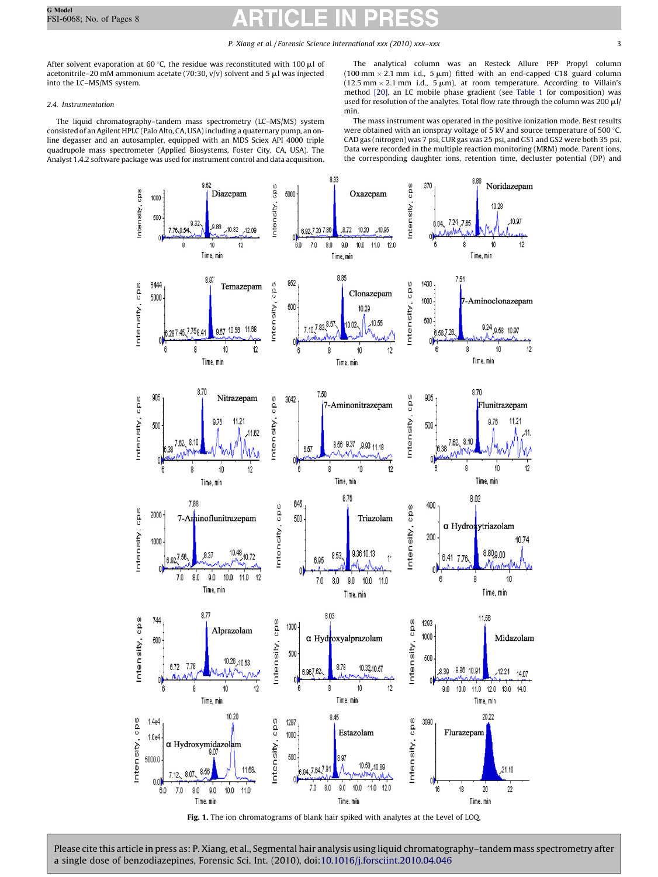After solvent evaporation at 60 °C, the residue was reconstituted with 100 μl of acetonitrile–20 mM ammonium acetate (70:30, v/v) solvent and 5 μl was injected into the LC–MS/MS system.

### 2.4. Instrumentation

The liquid chromatography–tandem mass spectrometry (LC–MS/MS) system consisted of an Agilent HPLC (Palo Alto, CA, USA) including a quaternary pump, an on-line degasser and an autosampler, equipped with an MDS Sciex API 4000 triple quadrupole mass spectrometer (Applied Biosystems, Foster City, CA, USA). The Analyst 1.4.2 software package was used for instrument control and data acquisition.

The analytical column was an Resteck Allure PFP Propyl column (100 mm × 2.1 mm i.d., 5 μm) fitted with an end-capped C18 guard column (12.5 mm × 2.1 mm i.d., 5 μm), at room temperature. According to Villain's method [20], an LC mobile phase gradient (see Table 1 for composition) was used for resolution of the analytes. Total flow rate through the column was 200 μl/min.

The mass instrument was operated in the positive ionization mode. Best results were obtained with an ionspray voltage of 5 kV and source temperature of 500 °C. CAD gas (nitrogen) was 7 psi, CUR gas was 25 psi, and GS1 and GS2 were both 35 psi. Data were recorded in the multiple reaction monitoring (MRM) mode. Parent ions, the corresponding daughter ions, retention time, decluster potential (DP) and

**Fig. 1.** The ion chromatograms of blank hair spiked with analytes at the Level of LOQ.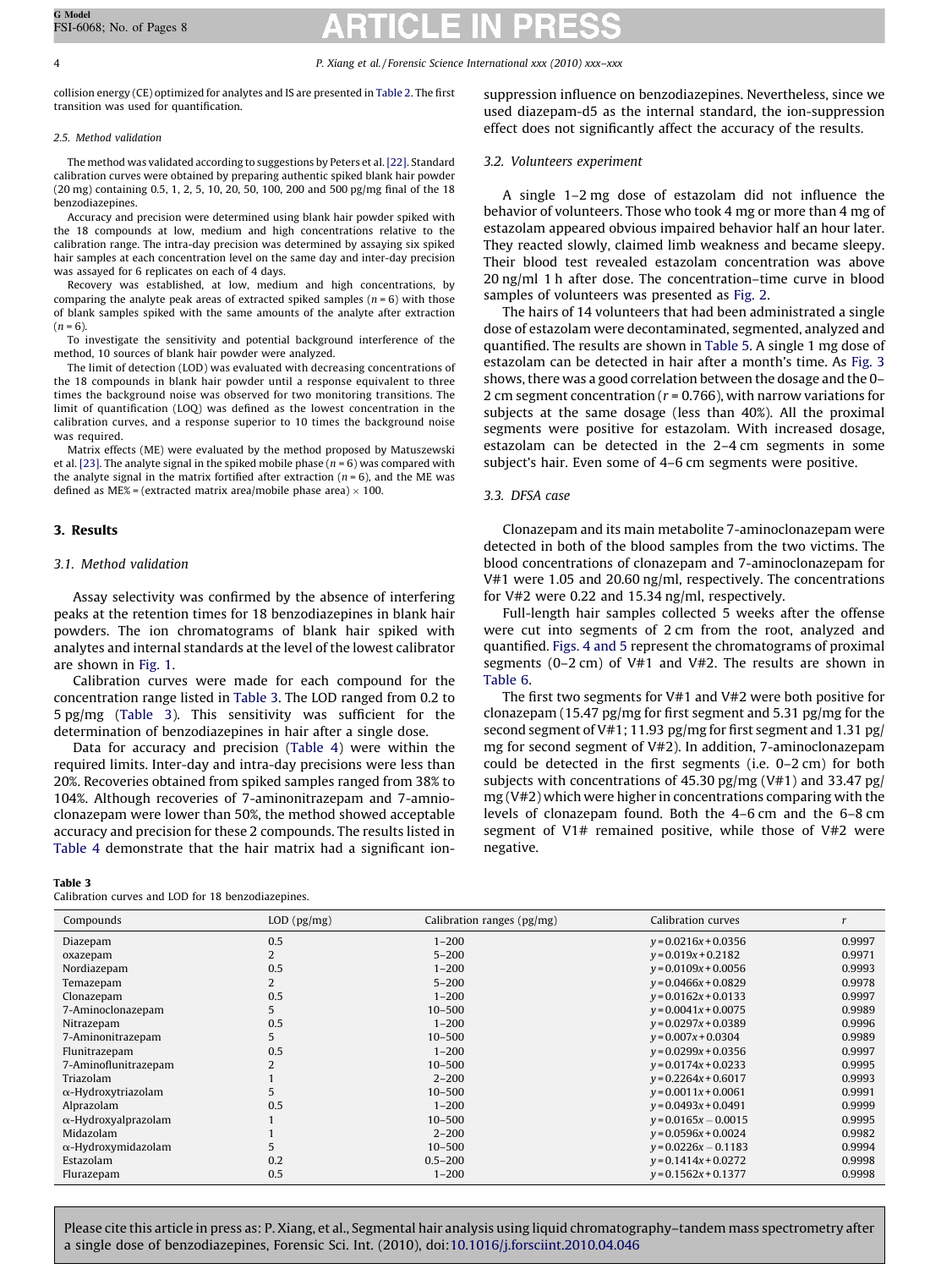collision energy (CE) optimized for analytes and IS are presented in Table 2. The first transition was used for quantification.

### 2.5. Method validation

The method was validated according to suggestions by Peters et al. [22]. Standard calibration curves were obtained by preparing authentic spiked blank hair powder (20 mg) containing 0.5, 1, 2, 5, 10, 20, 50, 100, 200 and 500 pg/mg final of the 18 benzodiazepines.

Accuracy and precision were determined using blank hair powder spiked with the 18 compounds at low, medium and high concentrations relative to the calibration range. The intra-day precision was determined by assaying six spiked hair samples at each concentration level on the same day and inter-day precision was assayed for 6 replicates on each of 4 days.

Recovery was established, at low, medium and high concentrations, by comparing the analyte peak areas of extracted spiked samples ($n = 6$) with those of blank samples spiked with the same amounts of the analyte after extraction ($n = 6$).

To investigate the sensitivity and potential background interference of the method, 10 sources of blank hair powder were analyzed.

The limit of detection (LOD) was evaluated with decreasing concentrations of the 18 compounds in blank hair powder until a response equivalent to three times the background noise was observed for two monitoring transitions. The limit of quantification (LOQ) was defined as the lowest concentration in the calibration curves, and a response superior to 10 times the background noise was required.

Matrix effects (ME) were evaluated by the method proposed by Matuszewski et al. [23]. The analyte signal in the spiked mobile phase ($n = 6$) was compared with the analyte signal in the matrix fortified after extraction ($n = 6$), and the ME was defined as ME% = (extracted matrix area/mobile phase area) × 100.

## 3. Results

### 3.1. Method validation

Assay selectivity was confirmed by the absence of interfering peaks at the retention times for 18 benzodiazepines in blank hair powders. The ion chromatograms of blank hair spiked with analytes and internal standards at the level of the lowest calibrator are shown in Fig. 1.

Calibration curves were made for each compound for the concentration range listed in Table 3. The LOD ranged from 0.2 to 5 pg/mg (Table 3). This sensitivity was sufficient for the determination of benzodiazepines in hair after a single dose.

Data for accuracy and precision (Table 4) were within the required limits. Inter-day and intra-day precisions were less than 20%. Recoveries obtained from spiked samples ranged from 38% to 104%. Although recoveries of 7-aminonitrazepam and 7-amnioclonazepam were lower than 50%, the method showed acceptable accuracy and precision for these 2 compounds. The results listed in Table 4 demonstrate that the hair matrix had a significant ion-suppression influence on benzodiazepines. Nevertheless, since we used diazepam-d5 as the internal standard, the ion-suppression effect does not significantly affect the accuracy of the results.

### 3.2. Volunteers experiment

A single 1–2 mg dose of estazolam did not influence the behavior of volunteers. Those who took 4 mg or more than 4 mg of estazolam appeared obvious impaired behavior half an hour later. They reacted slowly, claimed limb weakness and became sleepy. Their blood test revealed estazolam concentration was above 20 ng/ml 1 h after dose. The concentration–time curve in blood samples of volunteers was presented as Fig. 2.

The hairs of 14 volunteers that had been administrated a single dose of estazolam were decontaminated, segmented, analyzed and quantified. The results are shown in Table 5. A single 1 mg dose of estazolam can be detected in hair after a month's time. As Fig. 3 shows, there was a good correlation between the dosage and the 0–2 cm segment concentration ($r = 0.766$), with narrow variations for subjects at the same dosage (less than 40%). All the proximal segments were positive for estazolam. With increased dosage, estazolam can be detected in the 2–4 cm segments in some subject's hair. Even some of 4–6 cm segments were positive.

### 3.3. DFSA case

Clonazepam and its main metabolite 7-aminoclonazepam were detected in both of the blood samples from the two victims. The blood concentrations of clonazepam and 7-aminoclonazepam for V#1 were 1.05 and 20.60 ng/ml, respectively. The concentrations for V#2 were 0.22 and 15.34 ng/ml, respectively.

Full-length hair samples collected 5 weeks after the offense were cut into segments of 2 cm from the root, analyzed and quantified. Figs. 4 and 5 represent the chromatograms of proximal segments (0–2 cm) of V#1 and V#2. The results are shown in Table 6.

The first two segments for V#1 and V#2 were both positive for clonazepam (15.47 pg/mg for first segment and 5.31 pg/mg for the second segment of V#1; 11.93 pg/mg for first segment and 1.31 pg/mg for second segment of V#2). In addition, 7-aminoclonazepam could be detected in the first segments (i.e. 0–2 cm) for both subjects with concentrations of 45.30 pg/mg (V#1) and 33.47 pg/mg (V#2) which were higher in concentrations comparing with the levels of clonazepam found. Both the 4–6 cm and the 6–8 cm segment of V1# remained positive, while those of V#2 were negative.

**Table 3**
Calibration curves and LOD for 18 benzodiazepines.

| Compounds | LOD (pg/mg) | Calibration ranges (pg/mg) | Calibration curves | $r$ |
|---|---|---|---|---|
| Diazepam | 0.5 | 1–200 | $y = 0.0216x + 0.0356$ | 0.9997 |
| oxazepam | 2 | 5–200 | $y = 0.019x + 0.2182$ | 0.9971 |
| Nordiazepam | 0.5 | 1–200 | $y = 0.0109x + 0.0056$ | 0.9993 |
| Temazepam | 2 | 5–200 | $y = 0.0466x + 0.0829$ | 0.9978 |
| Clonazepam | 0.5 | 1–200 | $y = 0.0162x + 0.0133$ | 0.9997 |
| 7-Aminoclonazepam | 5 | 10–500 | $y = 0.0041x + 0.0075$ | 0.9989 |
| Nitrazepam | 0.5 | 1–200 | $y = 0.0297x + 0.0389$ | 0.9996 |
| 7-Aminonitrazepam | 5 | 10–500 | $y = 0.007x + 0.0304$ | 0.9989 |
| Flunitrazepam | 0.5 | 1–200 | $y = 0.0299x + 0.0356$ | 0.9997 |
| 7-Aminoflunitrazepam | 2 | 10–500 | $y = 0.0174x + 0.0233$ | 0.9995 |
| Triazolam | 1 | 2–200 | $y = 0.2264x + 0.6017$ | 0.9993 |
| α-Hydroxytriazolam | 5 | 10–500 | $y = 0.0011x + 0.0061$ | 0.9991 |
| Alprazolam | 0.5 | 1–200 | $y = 0.0493x + 0.0491$ | 0.9999 |
| α-Hydroxyalprazolam | 1 | 10–500 | $y = 0.0165x - 0.0015$ | 0.9995 |
| Midazolam | 1 | 2–200 | $y = 0.0596x + 0.0024$ | 0.9982 |
| α-Hydroxymidazolam | 5 | 10–500 | $y = 0.0226x - 0.1183$ | 0.9994 |
| Estazolam | 0.2 | 0.5–200 | $y = 0.1414x + 0.0272$ | 0.9998 |
| Flurazepam | 0.5 | 1–200 | $y = 0.1562x + 0.1377$ | 0.9998 |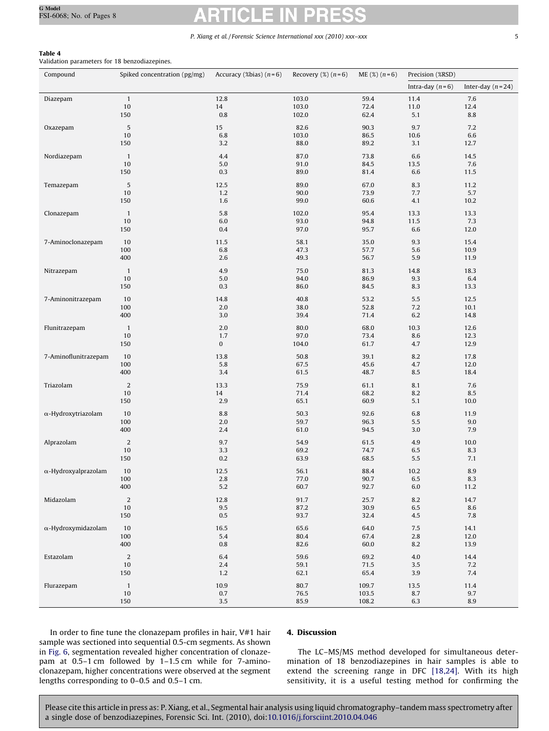**Table 4**
Validation parameters for 18 benzodiazepines.

| Compound | Spiked concentration (pg/mg) | Accuracy (%bias) (n = 6) | Recovery (%) (n = 6) | ME (%) (n = 6) | Precision (%RSD) | |
|---|---|---|---|---|---|---|
| | | | | | Intra-day (n = 6) | Inter-day (n = 24) |
| Diazepam | 1 | 12.8 | 103.0 | 59.4 | 11.4 | 7.6 |
| | 10 | 14 | 103.0 | 72.4 | 11.0 | 12.4 |
| | 150 | 0.8 | 102.0 | 62.4 | 5.1 | 8.8 |
| Oxazepam | 5 | 15 | 82.6 | 90.3 | 9.7 | 7.2 |
| | 10 | 6.8 | 103.0 | 86.5 | 10.6 | 6.6 |
| | 150 | 3.2 | 88.0 | 89.2 | 3.1 | 12.7 |
| Nordiazepam | 1 | 4.4 | 87.0 | 73.8 | 6.6 | 14.5 |
| | 10 | 5.0 | 91.0 | 84.5 | 13.5 | 7.6 |
| | 150 | 0.3 | 89.0 | 81.4 | 6.6 | 11.5 |
| Temazepam | 5 | 12.5 | 89.0 | 67.0 | 8.3 | 11.2 |
| | 10 | 1.2 | 90.0 | 73.9 | 7.7 | 5.7 |
| | 150 | 1.6 | 99.0 | 60.6 | 4.1 | 10.2 |
| Clonazepam | 1 | 5.8 | 102.0 | 95.4 | 13.3 | 13.3 |
| | 10 | 6.0 | 93.0 | 94.8 | 11.5 | 7.3 |
| | 150 | 0.4 | 97.0 | 95.7 | 6.6 | 12.0 |
| 7-Aminoclonazepam | 10 | 11.5 | 58.1 | 35.0 | 9.3 | 15.4 |
| | 100 | 6.8 | 47.3 | 57.7 | 5.6 | 10.9 |
| | 400 | 2.6 | 49.3 | 56.7 | 5.9 | 11.9 |
| Nitrazepam | 1 | 4.9 | 75.0 | 81.3 | 14.8 | 18.3 |
| | 10 | 5.0 | 94.0 | 86.9 | 9.3 | 6.4 |
| | 150 | 0.3 | 86.0 | 84.5 | 8.3 | 13.3 |
| 7-Aminonitrazepam | 10 | 14.8 | 40.8 | 53.2 | 5.5 | 12.5 |
| | 100 | 2.0 | 38.0 | 52.8 | 7.2 | 10.1 |
| | 400 | 3.0 | 39.4 | 71.4 | 6.2 | 14.8 |
| Flunitrazepam | 1 | 2.0 | 80.0 | 68.0 | 10.3 | 12.6 |
| | 10 | 1.7 | 97.0 | 73.4 | 8.6 | 12.3 |
| | 150 | 0 | 104.0 | 61.7 | 4.7 | 12.9 |
| 7-Aminoflunitrazepam | 10 | 13.8 | 50.8 | 39.1 | 8.2 | 17.8 |
| | 100 | 5.8 | 67.5 | 45.6 | 4.7 | 12.0 |
| | 400 | 3.4 | 61.5 | 48.7 | 8.5 | 18.4 |
| Triazolam | 2 | 13.3 | 75.9 | 61.1 | 8.1 | 7.6 |
| | 10 | 14 | 71.4 | 68.2 | 8.2 | 8.5 |
| | 150 | 2.9 | 65.1 | 60.9 | 5.1 | 10.0 |
| α-Hydroxytriazolam | 10 | 8.8 | 50.3 | 92.6 | 6.8 | 11.9 |
| | 100 | 2.0 | 59.7 | 96.3 | 5.5 | 9.0 |
| | 400 | 2.4 | 61.0 | 94.5 | 3.0 | 7.9 |
| Alprazolam | 2 | 9.7 | 54.9 | 61.5 | 4.9 | 10.0 |
| | 10 | 3.3 | 69.2 | 74.7 | 6.5 | 8.3 |
| | 150 | 0.2 | 63.9 | 68.5 | 5.5 | 7.1 |
| α-Hydroxyalprazolam | 10 | 12.5 | 56.1 | 88.4 | 10.2 | 8.9 |
| | 100 | 2.8 | 77.0 | 90.7 | 6.5 | 8.3 |
| | 400 | 5.2 | 60.7 | 92.7 | 6.0 | 11.2 |
| Midazolam | 2 | 12.8 | 91.7 | 25.7 | 8.2 | 14.7 |
| | 10 | 9.5 | 87.2 | 30.9 | 6.5 | 8.6 |
| | 150 | 0.5 | 93.7 | 32.4 | 4.5 | 7.8 |
| α-Hydroxymidazolam | 10 | 16.5 | 65.6 | 64.0 | 7.5 | 14.1 |
| | 100 | 5.4 | 80.4 | 67.4 | 2.8 | 12.0 |
| | 400 | 0.8 | 82.6 | 60.0 | 8.2 | 13.9 |
| Estazolam | 2 | 6.4 | 59.6 | 69.2 | 4.0 | 14.4 |
| | 10 | 2.4 | 59.1 | 71.5 | 3.5 | 7.2 |
| | 150 | 1.2 | 62.1 | 65.4 | 3.9 | 7.4 |
| Flurazepam | 1 | 10.9 | 80.7 | 109.7 | 13.5 | 11.4 |
| | 10 | 0.7 | 76.5 | 103.5 | 8.7 | 9.7 |
| | 150 | 3.5 | 85.9 | 108.2 | 6.3 | 8.9 |

In order to fine tune the clonazepam profiles in hair, V#1 hair sample was sectioned into sequential 0.5-cm segments. As shown in Fig. 6, segmentation revealed higher concentration of clonazepam at 0.5–1 cm followed by 1–1.5 cm while for 7-aminoclonazepam, higher concentrations were observed at the segment lengths corresponding to 0–0.5 and 0.5–1 cm.

## 4. Discussion

The LC–MS/MS method developed for simultaneous determination of 18 benzodiazepines in hair samples is able to extend the screening range in DFC [18,24]. With its high sensitivity, it is a useful testing method for confirming the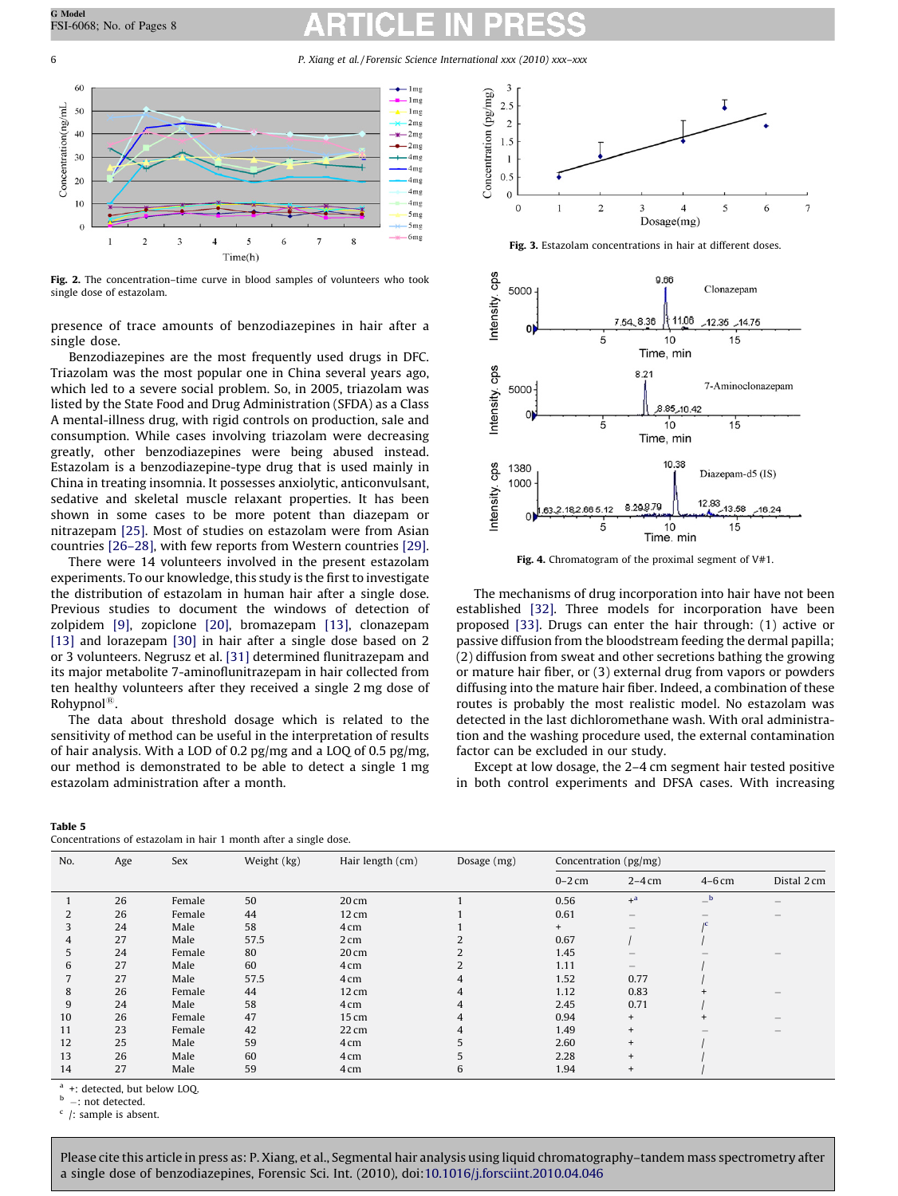Fig. 2. The concentration–time curve in blood samples of volunteers who took single dose of estazolam.

Fig. 3. Estazolam concentrations in hair at different doses.

Fig. 4. Chromatogram of the proximal segment of V#1.

presence of trace amounts of benzodiazepines in hair after a single dose.

Benzodiazepines are the most frequently used drugs in DFC. Triazolam was the most popular one in China several years ago, which led to a severe social problem. So, in 2005, triazolam was listed by the State Food and Drug Administration (SFDA) as a Class A mental-illness drug, with rigid controls on production, sale and consumption. While cases involving triazolam were decreasing greatly, other benzodiazepines were being abused instead. Estazolam is a benzodiazepine-type drug that is used mainly in China in treating insomnia. It possesses anxiolytic, anticonvulsant, sedative and skeletal muscle relaxant properties. It has been shown in some cases to be more potent than diazepam or nitrazepam [25]. Most of studies on estazolam were from Asian countries [26–28], with few reports from Western countries [29].

There were 14 volunteers involved in the present estazolam experiments. To our knowledge, this study is the first to investigate the distribution of estazolam in human hair after a single dose. Previous studies to document the windows of detection of zolpidem [9], zopiclone [20], bromazepam [13], clonazepam [13] and lorazepam [30] in hair after a single dose based on 2 or 3 volunteers. Negrusz et al. [31] determined flunitrazepam and its major metabolite 7-aminoflunitrazepam in hair collected from ten healthy volunteers after they received a single 2 mg dose of Rohypnol®.

The data about threshold dosage which is related to the sensitivity of method can be useful in the interpretation of results of hair analysis. With a LOD of 0.2 pg/mg and a LOQ of 0.5 pg/mg, our method is demonstrated to be able to detect a single 1 mg estazolam administration after a month.

The mechanisms of drug incorporation into hair have not been established [32]. Three models for incorporation have been proposed [33]. Drugs can enter the hair through: (1) active or passive diffusion from the bloodstream feeding the dermal papilla; (2) diffusion from sweat and other secretions bathing the growing or mature hair fiber, or (3) external drug from vapors or powders diffusing into the mature hair fiber. Indeed, a combination of these routes is probably the most realistic model. No estazolam was detected in the last dichloromethane wash. With oral administration and the washing procedure used, the external contamination factor can be excluded in our study.

Except at low dosage, the 2–4 cm segment hair tested positive in both control experiments and DFSA cases. With increasing

**Table 5**
Concentrations of estazolam in hair 1 month after a single dose.

| No. | Age | Sex | Weight (kg) | Hair length (cm) | Dosage (mg) | Concentration (pg/mg) | | | |
|---|---|---|---|---|---|---|---|---|---|
| | | | | | | 0–2 cm | 2–4 cm | 4–6 cm | Distal 2 cm |
| 1 | 26 | Female | 50 | 20 cm | 1 | 0.56 | +[a] | –[b] | – |
| 2 | 26 | Female | 44 | 12 cm | 1 | 0.61 | – | – | – |
| 3 | 24 | Male | 58 | 4 cm | 1 | + | – | /[c] | |
| 4 | 27 | Male | 57.5 | 2 cm | 2 | 0.67 | / | / | |
| 5 | 24 | Female | 80 | 20 cm | 2 | 1.45 | – | – | – |
| 6 | 27 | Male | 60 | 4 cm | 2 | 1.11 | – | / | |
| 7 | 27 | Male | 57.5 | 4 cm | 4 | 1.52 | 0.77 | / | |
| 8 | 26 | Female | 44 | 12 cm | 4 | 1.12 | 0.83 | + | – |
| 9 | 24 | Male | 58 | 4 cm | 4 | 2.45 | 0.71 | / | |
| 10 | 26 | Female | 47 | 15 cm | 4 | 0.94 | + | + | – |
| 11 | 23 | Female | 42 | 22 cm | 4 | 1.49 | + | – | – |
| 12 | 25 | Male | 59 | 4 cm | 5 | 2.60 | + | / | |
| 13 | 26 | Male | 60 | 4 cm | 5 | 2.28 | + | / | |
| 14 | 27 | Male | 59 | 4 cm | 6 | 1.94 | + | / | |

[a] +: detected, but below LOQ.
[b] –: not detected.
[c] /: sample is absent.

Please cite this article in press as: P. Xiang, et al., Segmental hair analysis using liquid chromatography–tandem mass spectrometry after a single dose of benzodiazepines, Forensic Sci. Int. (2010), doi:10.1016/j.forsciint.2010.04.046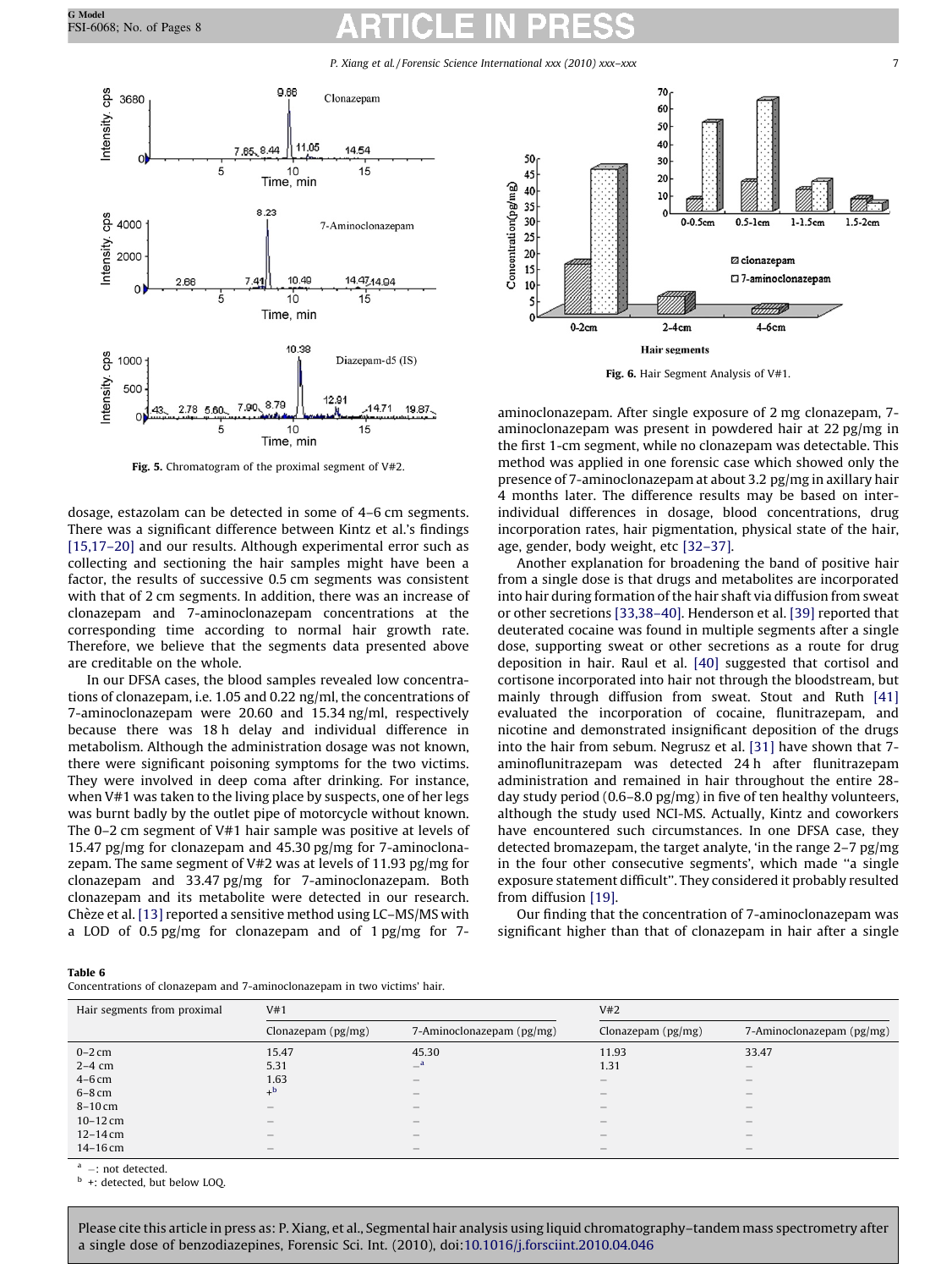Fig. 5. Chromatogram of the proximal segment of V#2.

Fig. 6. Hair Segment Analysis of V#1.

dosage, estazolam can be detected in some of 4–6 cm segments. There was a significant difference between Kintz et al.'s findings [15,17–20] and our results. Although experimental error such as collecting and sectioning the hair samples might have been a factor, the results of successive 0.5 cm segments was consistent with that of 2 cm segments. In addition, there was an increase of clonazepam and 7-aminoclonazepam concentrations at the corresponding time according to normal hair growth rate. Therefore, we believe that the segments data presented above are creditable on the whole.

In our DFSA cases, the blood samples revealed low concentrations of clonazepam, i.e. 1.05 and 0.22 ng/ml, the concentrations of 7-aminoclonazepam were 20.60 and 15.34 ng/ml, respectively because there was 18 h delay and individual difference in metabolism. Although the administration dosage was not known, there were significant poisoning symptoms for the two victims. They were involved in deep coma after drinking. For instance, when V#1 was taken to the living place by suspects, one of her legs was burnt badly by the outlet pipe of motorcycle without known. The 0–2 cm segment of V#1 hair sample was positive at levels of 15.47 pg/mg for clonazepam and 45.30 pg/mg for 7-aminoclonazepam. The same segment of V#2 was at levels of 11.93 pg/mg for clonazepam and 33.47 pg/mg for 7-aminoclonazepam. Both clonazepam and its metabolite were detected in our research. Chèze et al. [13] reported a sensitive method using LC–MS/MS with a LOD of 0.5 pg/mg for clonazepam and of 1 pg/mg for 7-aminoclonazepam. After single exposure of 2 mg clonazepam, 7-aminoclonazepam was present in powdered hair at 22 pg/mg in the first 1-cm segment, while no clonazepam was detectable. This method was applied in one forensic case which showed only the presence of 7-aminoclonazepam at about 3.2 pg/mg in axillary hair 4 months later. The difference results may be based on inter-individual differences in dosage, blood concentrations, drug incorporation rates, hair pigmentation, physical state of the hair, age, gender, body weight, etc [32–37].

Another explanation for broadening the band of positive hair from a single dose is that drugs and metabolites are incorporated into hair during formation of the hair shaft via diffusion from sweat or other secretions [33,38–40]. Henderson et al. [39] reported that deuterated cocaine was found in multiple segments after a single dose, supporting sweat or other secretions as a route for drug deposition in hair. Raul et al. [40] suggested that cortisol and cortisone incorporated into hair not through the bloodstream, but mainly through diffusion from sweat. Stout and Ruth [41] evaluated the incorporation of cocaine, flunitrazepam, and nicotine and demonstrated insignificant deposition of the drugs into the hair from sebum. Negrusz et al. [31] have shown that 7-aminoflunitrazepam was detected 24 h after flunitrazepam administration and remained in hair throughout the entire 28-day study period (0.6–8.0 pg/mg) in five of ten healthy volunteers, although the study used NCI-MS. Actually, Kintz and coworkers have encountered such circumstances. In one DFSA case, they detected bromazepam, the target analyte, 'in the range 2–7 pg/mg in the four other consecutive segments', which made "a single exposure statement difficult". They considered it probably resulted from diffusion [19].

Our finding that the concentration of 7-aminoclonazepam was significant higher than that of clonazepam in hair after a single

**Table 6**
Concentrations of clonazepam and 7-aminoclonazepam in two victims' hair.

| Hair segments from proximal | V#1 | | V#2 | |
|---|---|---|---|---|
| | Clonazepam (pg/mg) | 7-Aminoclonazepam (pg/mg) | Clonazepam (pg/mg) | 7-Aminoclonazepam (pg/mg) |
| 0–2 cm | 15.47 | 45.30 | 11.93 | 33.47 |
| 2–4 cm | 5.31 | –[a] | 1.31 | – |
| 4–6 cm | 1.63 | – | – | – |
| 6–8 cm | +[b] | – | – | – |
| 8–10 cm | – | – | – | – |
| 10–12 cm | – | – | – | – |
| 12–14 cm | – | – | – | – |
| 14–16 cm | – | – | – | – |

[a] –: not detected.
[b] +: detected, but below LOQ.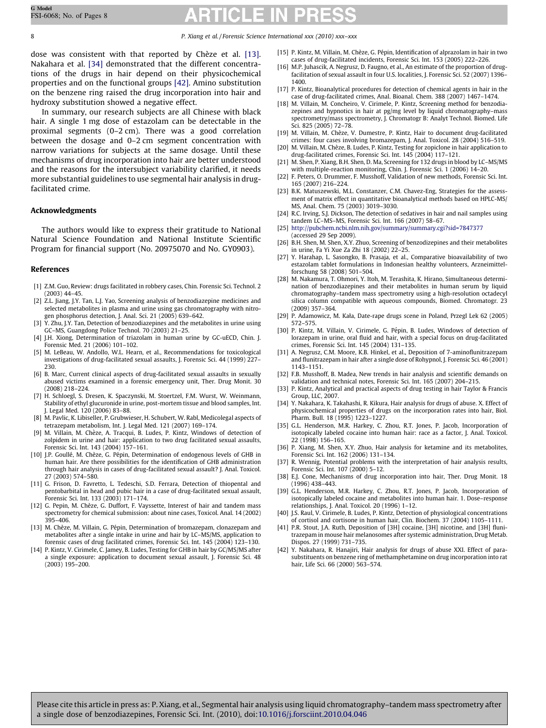dose was consistent with that reported by Chèze et al. [13]. Nakahara et al. [34] demonstrated that the different concentrations of the drugs in hair depend on their physicochemical properties and on the functional groups [42]. Amino substitution on the benzene ring raised the drug incorporation into hair and hydroxy substitution showed a negative effect.

In summary, our research subjects are all Chinese with black hair. A single 1 mg dose of estazolam can be detectable in the proximal segments (0–2 cm). There was a good correlation between the dosage and 0–2 cm segment concentration with narrow variations for subjects at the same dosage. Until these mechanisms of drug incorporation into hair are better understood and the reasons for the intersubject variability clarified, it needs more substantial guidelines to use segmental hair analysis in drug-facilitated crime.

## Acknowledgments

The authors would like to express their gratitude to National Natural Science Foundation and National Institute Scientific Program for financial support (No. 20975070 and No. GY0903).

## References

[1] Z.M. Guo, Review: drugs facilitated in robbery cases, Chin. Forensic Sci. Technol. 2 (2003) 44–45.

[2] Z.L. Jiang, J.Y. Tan, L.J. Yao, Screening analysis of benzodiazepine medicines and selected metabolites in plasma and urine using gas chromatography with nitrogen phosphorus detection, J. Anal. Sci. 21 (2005) 639–642.

[3] Y. Zhu, J.Y. Tan, Detection of benzodiazepines and the metabolites in urine using GC–MS, Guangdong Police Technol. 70 (2003) 21–25.

[4] J.H. Xiong, Determination of triazolam in human urine by GC-uECD, Chin. J. Forensic Med. 21 (2006) 101–102.

[5] M. LeBeau, W. Andollo, W.L. Hearn, et al., Recommendations for toxicological investigations of drug-facilitated sexual assaults, J. Forensic Sci. 44 (1999) 227–230.

[6] B. Marc, Current clinical aspects of drug-facilitated sexual assaults in sexually abused victims examined in a forensic emergency unit, Ther. Drug Monit. 30 (2008) 218–224.

[7] H. Schloegl, S. Dresen, K. Spaczynski, M. Stoertzel, F.M. Wurst, W. Weinmann, Stability of ethyl glucuronide in urine, post-mortem tissue and blood samples, Int. J. Legal Med. 120 (2006) 83–88.

[8] M. Pavlic, K. Libiseller, P. Grubwieser, H. Schubert, W. Rabl, Medicolegal aspects of tetrazepam metabolism, Int. J. Legal Med. 121 (2007) 169–174.

[9] M. Villain, M. Chèze, A. Tracqui, B. Ludes, P. Kintz, Windows of detection of zolpidem in urine and hair: application to two drug facilitated sexual assaults, Forensic Sci. Int. 143 (2004) 157–161.

[10] J.P. Goullé, M. Chèze, G. Pépin, Determination of endogenous levels of GHB in human hair. Are there possibilities for the identification of GHB administration through hair analysis in cases of drug-facilitated sexual assault? J. Anal. Toxicol. 27 (2003) 574–580.

[11] G. Frison, D. Favretto, L. Tedeschi, S.D. Ferrara, Detection of thiopental and pentobarbital in head and pubic hair in a case of drug-facilitated sexual assault, Forensic Sci. Int. 133 (2003) 171–174.

[12] G. Pepin, M. Chèze, G. Duffort, F. Vayssette, Interest of hair and tandem mass spectrometry for chemical submission: about nine cases, Toxicol. Anal. 14 (2002) 395–406.

[13] M. Chèze, M. Villain, G. Pépin, Determination of bromazepam, clonazepam and metabolites after a single intake in urine and hair by LC–MS/MS, application to forensic cases of drug facilitated crimes, Forensic Sci. Int. 145 (2004) 123–130.

[14] P. Kintz, V. Cirimele, C. Jamey, B. Ludes, Testing for GHB in hair by GC/MS/MS after a single exposure: application to document sexual assault, J. Forensic Sci. 48 (2003) 195–200.

[15] P. Kintz, M. Villain, M. Chèze, G. Pépin, Identification of alprazolam in hair in two cases of drug-facilitated incidents, Forensic Sci. Int. 153 (2005) 222–226.

[16] M.P. Juhascik, A. Negrusz, D. Faugno, et al., An estimate of the proportion of drug-facilitation of sexual assault in four U.S. localities, J. Forensic Sci. 52 (2007) 1396–1400.

[17] P. Kintz, Bioanalytical procedures for detection of chemical agents in hair in the case of drug-facilitated crimes, Anal. Bioanal. Chem. 388 (2007) 1467–1474.

[18] M. Villain, M. Concheiro, V. Cirimele, P. Kintz, Screening method for benzodiazepines and hypnotics in hair at pg/mg level by liquid chromatography–mass spectrometry/mass spectrometry, J. Chromatogr B: Analyt Technol. Biomed. Life Sci. 825 (2005) 72–78.

[19] M. Villain, M. Chèze, V. Dumestre, P. Kintz, Hair to document drug-facilitated crimes: four cases involving bromazepam, J. Anal. Toxicol. 28 (2004) 516–519.

[20] M. Villain, M. Chèze, B. Ludes, P. Kintz, Testing for zopiclone in hair application to drug-facilitated crimes, Forensic Sci. Int. 145 (2004) 117–121.

[21] M. Shen, P. Xiang, B.H. Shen, D. Ma, Screening for 132 drugs in blood by LC–MS/MS with multiple-reaction monitoring, Chin. J. Forensic Sci. 1 (2006) 14–20.

[22] F. Peters, O. Drummer, F. Musshoff, Validation of new methods, Forensic Sci. Int. 165 (2007) 216–224.

[23] B.K. Matuszewski, M.L. Constanzer, C.M. Chavez-Eng, Strategies for the assessment of matrix effect in quantitative bioanalytical methods based on HPLC-MS/MS, Anal. Chem. 75 (2003) 3019–3030.

[24] R.C. Irving, S.J. Dickson, The detection of sedatives in hair and nail samples using tandem LC–MS–MS, Forensic Sci. Int. 166 (2007) 58–67.

[25] http://pubchem.ncbi.nlm.nih.gov/summary/summary.cgi?sid=7847377 (accessed 29 Sep 2009).

[26] B.H. Shen, M. Shen, X.Y. Zhuo, Screening of benzodizepines and their metabolites in urine, Fa Yi Xue Za Zhi 18 (2002) 22–25.

[27] Y. Harahap, L. Sasongko, B. Prasaja, et al., Comparative bioavailability of two estazolam tablet formulations in Indonesian healthy volunteers, Arzneimittelforschung 58 (2008) 501–504.

[28] M. Nakamura, T. Ohmori, Y. Itoh, M. Terashita, K. Hirano, Simultaneous determination of benzodiazepines and their metabolites in human serum by liquid chromatography–tandem mass spectrometry using a high-resolution octadecyl silica column compatible with aqueous compounds, Biomed. Chromatogr. 23 (2009) 357–364.

[29] P. Adamowicz, M. Kała, Date-rape drugs scene in Poland, Przegl Lek 62 (2005) 572–575.

[30] P. Kintz, M. Villain, V. Cirimele, G. Pépin, B. Ludes, Windows of detection of lorazepam in urine, oral fluid and hair, with a special focus on drug-facilitated crimes, Forensic Sci. Int. 145 (2004) 131–135.

[31] A. Negrusz, C.M. Moore, K.B. Hinkel, et al., Deposition of 7-aminoflunitrazepam and flunitrazepam in hair after a single dose of Rohypnol, J. Forensic Sci. 46 (2001) 1143–1151.

[32] F.B. Musshoff, B. Madea, New trends in hair analysis and scientific demands on validation and technical notes, Forensic Sci. Int. 165 (2007) 204–215.

[33] P. Kintz, Analytical and practical aspects of drug testing in hair Taylor & Francis Group, LLC, 2007.

[34] Y. Nakahara, K. Takahashi, R. Kikura, Hair analysis for drugs of abuse. X. Effect of physicochemical properties of drugs on the incorporation rates into hair, Biol. Pharm. Bull. 18 (1995) 1223–1227.

[35] G.L. Henderson, M.R. Harkey, C. Zhou, R.T. Jones, P. Jacob, Incorporation of isotopically labeled cocaine into human hair: race as a factor, J. Anal. Toxicol. 22 (1998) 156–165.

[36] P. Xiang, M. Shen, X.Y. Zhuo, Hair analysis for ketamine and its metabolites, Forensic Sci. Int. 162 (2006) 131–134.

[37] R. Wennig, Potential problems with the interpretation of hair analysis results, Forensic Sci. Int. 107 (2000) 5–12.

[38] E.J. Cone, Mechanisms of drug incorporation into hair, Ther. Drug Monit. 18 (1996) 438–443.

[39] G.L. Henderson, M.R. Harkey, C. Zhou, R.T. Jones, P. Jacob, Incorporation of isotopically labeled cocaine and metabolites into human hair. 1. Dose–response relationships, J. Anal. Toxicol. 20 (1996) 1–12.

[40] J.S. Raul, V. Cirimele, B. Ludes, P. Kintz, Detection of physiological concentrations of cortisol and cortisone in human hair, Clin. Biochem. 37 (2004) 1105–1111.

[41] P.R. Stout, J.A. Ruth, Deposition of [3H] cocaine, [3H] nicotine, and [3H] flunitrazepam in mouse hair melanosomes after systemic administration, Drug Metab. Dispos. 27 (1999) 731–735.

[42] Y. Nakahara, R. Hanajiri, Hair analysis for drugs of abuse XXI. Effect of para-substituents on benzene ring of methamphetamine on drug incorporation into rat hair, Life Sci. 66 (2000) 563–574.

Please cite this article in press as: P. Xiang, et al., Segmental hair analysis using liquid chromatography–tandem mass spectrometry after a single dose of benzodiazepines, Forensic Sci. Int. (2010), doi:10.1016/j.forsciint.2010.04.046